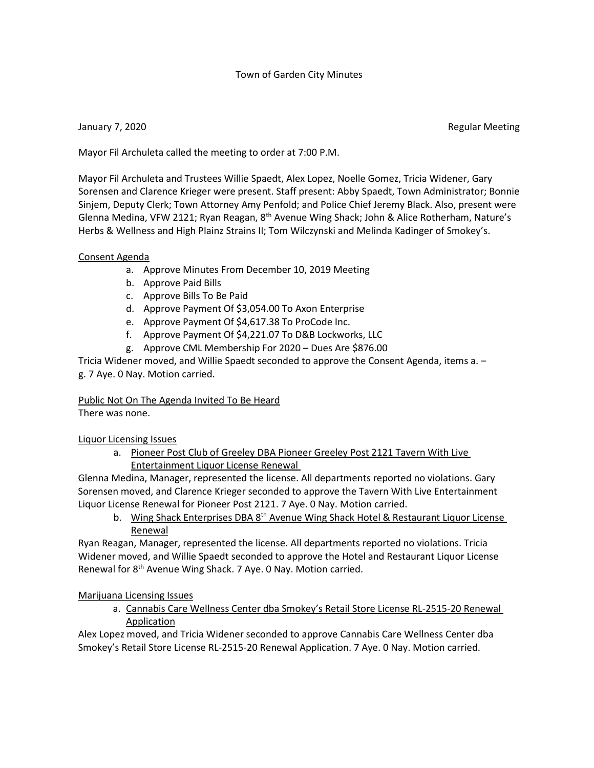# Town of Garden City Minutes

January 7, 2020 Regular Meeting

Mayor Fil Archuleta called the meeting to order at 7:00 P.M.

Mayor Fil Archuleta and Trustees Willie Spaedt, Alex Lopez, Noelle Gomez, Tricia Widener, Gary Sorensen and Clarence Krieger were present. Staff present: Abby Spaedt, Town Administrator; Bonnie Sinjem, Deputy Clerk; Town Attorney Amy Penfold; and Police Chief Jeremy Black. Also, present were Glenna Medina, VFW 2121; Ryan Reagan, 8th Avenue Wing Shack; John & Alice Rotherham, Nature's Herbs & Wellness and High Plainz Strains II; Tom Wilczynski and Melinda Kadinger of Smokey's.

## Consent Agenda

a. Approve Minutes From December 10, 2019 Meeting
b. Approve Paid Bills
c. Approve Bills To Be Paid
d. Approve Payment Of $3,054.00 To Axon Enterprise
e. Approve Payment Of $4,617.38 To ProCode Inc.
f. Approve Payment Of $4,221.07 To D&B Lockworks, LLC
g. Approve CML Membership For 2020 – Dues Are $876.00

Tricia Widener moved, and Willie Spaedt seconded to approve the Consent Agenda, items a. – g. 7 Aye. 0 Nay. Motion carried.

## Public Not On The Agenda Invited To Be Heard

There was none.

## Liquor Licensing Issues

a. Pioneer Post Club of Greeley DBA Pioneer Greeley Post 2121 Tavern With Live Entertainment Liquor License Renewal

Glenna Medina, Manager, represented the license. All departments reported no violations. Gary Sorensen moved, and Clarence Krieger seconded to approve the Tavern With Live Entertainment Liquor License Renewal for Pioneer Post 2121. 7 Aye. 0 Nay. Motion carried.

b. Wing Shack Enterprises DBA 8th Avenue Wing Shack Hotel & Restaurant Liquor License Renewal

Ryan Reagan, Manager, represented the license. All departments reported no violations. Tricia Widener moved, and Willie Spaedt seconded to approve the Hotel and Restaurant Liquor License Renewal for 8th Avenue Wing Shack. 7 Aye. 0 Nay. Motion carried.

## Marijuana Licensing Issues

a. Cannabis Care Wellness Center dba Smokey's Retail Store License RL-2515-20 Renewal Application

Alex Lopez moved, and Tricia Widener seconded to approve Cannabis Care Wellness Center dba Smokey's Retail Store License RL-2515-20 Renewal Application. 7 Aye. 0 Nay. Motion carried.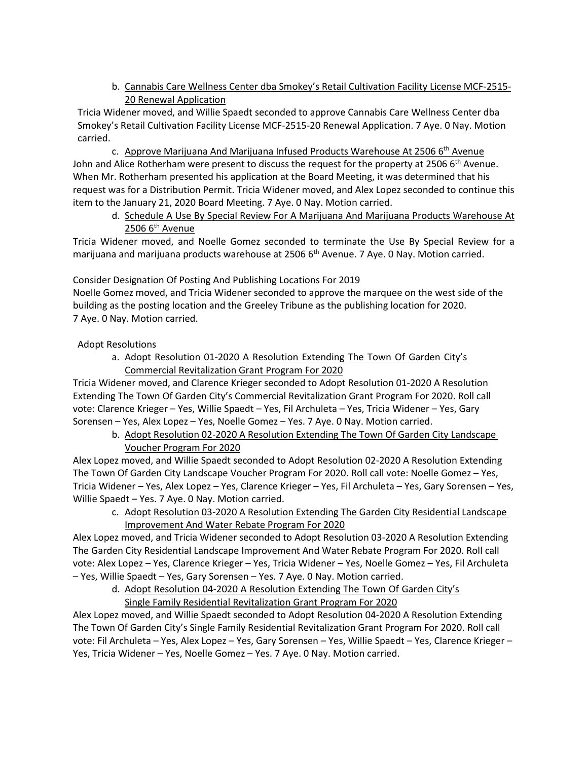b. Cannabis Care Wellness Center dba Smokey's Retail Cultivation Facility License MCF-2515-20 Renewal Application

Tricia Widener moved, and Willie Spaedt seconded to approve Cannabis Care Wellness Center dba Smokey's Retail Cultivation Facility License MCF-2515-20 Renewal Application. 7 Aye. 0 Nay. Motion carried.

c. Approve Marijuana And Marijuana Infused Products Warehouse At 2506 6th Avenue

John and Alice Rotherham were present to discuss the request for the property at 2506 6th Avenue. When Mr. Rotherham presented his application at the Board Meeting, it was determined that his request was for a Distribution Permit. Tricia Widener moved, and Alex Lopez seconded to continue this item to the January 21, 2020 Board Meeting. 7 Aye. 0 Nay. Motion carried.

d. Schedule A Use By Special Review For A Marijuana And Marijuana Products Warehouse At 2506 6th Avenue

Tricia Widener moved, and Noelle Gomez seconded to terminate the Use By Special Review for a marijuana and marijuana products warehouse at 2506 6th Avenue. 7 Aye. 0 Nay. Motion carried.

Consider Designation Of Posting And Publishing Locations For 2019

Noelle Gomez moved, and Tricia Widener seconded to approve the marquee on the west side of the building as the posting location and the Greeley Tribune as the publishing location for 2020. 7 Aye. 0 Nay. Motion carried.

Adopt Resolutions

a. Adopt Resolution 01-2020 A Resolution Extending The Town Of Garden City's Commercial Revitalization Grant Program For 2020

Tricia Widener moved, and Clarence Krieger seconded to Adopt Resolution 01-2020 A Resolution Extending The Town Of Garden City's Commercial Revitalization Grant Program For 2020. Roll call vote: Clarence Krieger – Yes, Willie Spaedt – Yes, Fil Archuleta – Yes, Tricia Widener – Yes, Gary Sorensen – Yes, Alex Lopez – Yes, Noelle Gomez – Yes. 7 Aye. 0 Nay. Motion carried.

b. Adopt Resolution 02-2020 A Resolution Extending The Town Of Garden City Landscape Voucher Program For 2020

Alex Lopez moved, and Willie Spaedt seconded to Adopt Resolution 02-2020 A Resolution Extending The Town Of Garden City Landscape Voucher Program For 2020. Roll call vote: Noelle Gomez – Yes, Tricia Widener – Yes, Alex Lopez – Yes, Clarence Krieger – Yes, Fil Archuleta – Yes, Gary Sorensen – Yes, Willie Spaedt – Yes. 7 Aye. 0 Nay. Motion carried.

c. Adopt Resolution 03-2020 A Resolution Extending The Garden City Residential Landscape Improvement And Water Rebate Program For 2020

Alex Lopez moved, and Tricia Widener seconded to Adopt Resolution 03-2020 A Resolution Extending The Garden City Residential Landscape Improvement And Water Rebate Program For 2020. Roll call vote: Alex Lopez – Yes, Clarence Krieger – Yes, Tricia Widener – Yes, Noelle Gomez – Yes, Fil Archuleta – Yes, Willie Spaedt – Yes, Gary Sorensen – Yes. 7 Aye. 0 Nay. Motion carried.

d. Adopt Resolution 04-2020 A Resolution Extending The Town Of Garden City's Single Family Residential Revitalization Grant Program For 2020

Alex Lopez moved, and Willie Spaedt seconded to Adopt Resolution 04-2020 A Resolution Extending The Town Of Garden City's Single Family Residential Revitalization Grant Program For 2020. Roll call vote: Fil Archuleta – Yes, Alex Lopez – Yes, Gary Sorensen – Yes, Willie Spaedt – Yes, Clarence Krieger – Yes, Tricia Widener – Yes, Noelle Gomez – Yes. 7 Aye. 0 Nay. Motion carried.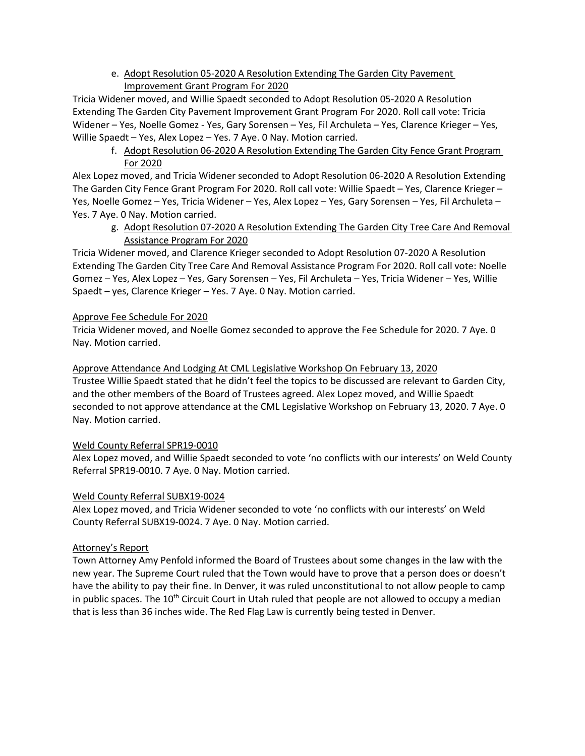e. Adopt Resolution 05-2020 A Resolution Extending The Garden City Pavement Improvement Grant Program For 2020

Tricia Widener moved, and Willie Spaedt seconded to Adopt Resolution 05-2020 A Resolution Extending The Garden City Pavement Improvement Grant Program For 2020. Roll call vote: Tricia Widener – Yes, Noelle Gomez - Yes, Gary Sorensen – Yes, Fil Archuleta – Yes, Clarence Krieger – Yes, Willie Spaedt – Yes, Alex Lopez – Yes. 7 Aye. 0 Nay. Motion carried.

f. Adopt Resolution 06-2020 A Resolution Extending The Garden City Fence Grant Program For 2020

Alex Lopez moved, and Tricia Widener seconded to Adopt Resolution 06-2020 A Resolution Extending The Garden City Fence Grant Program For 2020. Roll call vote: Willie Spaedt – Yes, Clarence Krieger – Yes, Noelle Gomez – Yes, Tricia Widener – Yes, Alex Lopez – Yes, Gary Sorensen – Yes, Fil Archuleta – Yes. 7 Aye. 0 Nay. Motion carried.

g. Adopt Resolution 07-2020 A Resolution Extending The Garden City Tree Care And Removal Assistance Program For 2020

Tricia Widener moved, and Clarence Krieger seconded to Adopt Resolution 07-2020 A Resolution Extending The Garden City Tree Care And Removal Assistance Program For 2020. Roll call vote: Noelle Gomez – Yes, Alex Lopez – Yes, Gary Sorensen – Yes, Fil Archuleta – Yes, Tricia Widener – Yes, Willie Spaedt – yes, Clarence Krieger – Yes. 7 Aye. 0 Nay. Motion carried.

Approve Fee Schedule For 2020

Tricia Widener moved, and Noelle Gomez seconded to approve the Fee Schedule for 2020. 7 Aye. 0 Nay. Motion carried.

Approve Attendance And Lodging At CML Legislative Workshop On February 13, 2020

Trustee Willie Spaedt stated that he didn't feel the topics to be discussed are relevant to Garden City, and the other members of the Board of Trustees agreed. Alex Lopez moved, and Willie Spaedt seconded to not approve attendance at the CML Legislative Workshop on February 13, 2020. 7 Aye. 0 Nay. Motion carried.

Weld County Referral SPR19-0010

Alex Lopez moved, and Willie Spaedt seconded to vote 'no conflicts with our interests' on Weld County Referral SPR19-0010. 7 Aye. 0 Nay. Motion carried.

Weld County Referral SUBX19-0024

Alex Lopez moved, and Tricia Widener seconded to vote 'no conflicts with our interests' on Weld County Referral SUBX19-0024. 7 Aye. 0 Nay. Motion carried.

Attorney's Report

Town Attorney Amy Penfold informed the Board of Trustees about some changes in the law with the new year. The Supreme Court ruled that the Town would have to prove that a person does or doesn't have the ability to pay their fine. In Denver, it was ruled unconstitutional to not allow people to camp in public spaces. The 10th Circuit Court in Utah ruled that people are not allowed to occupy a median that is less than 36 inches wide. The Red Flag Law is currently being tested in Denver.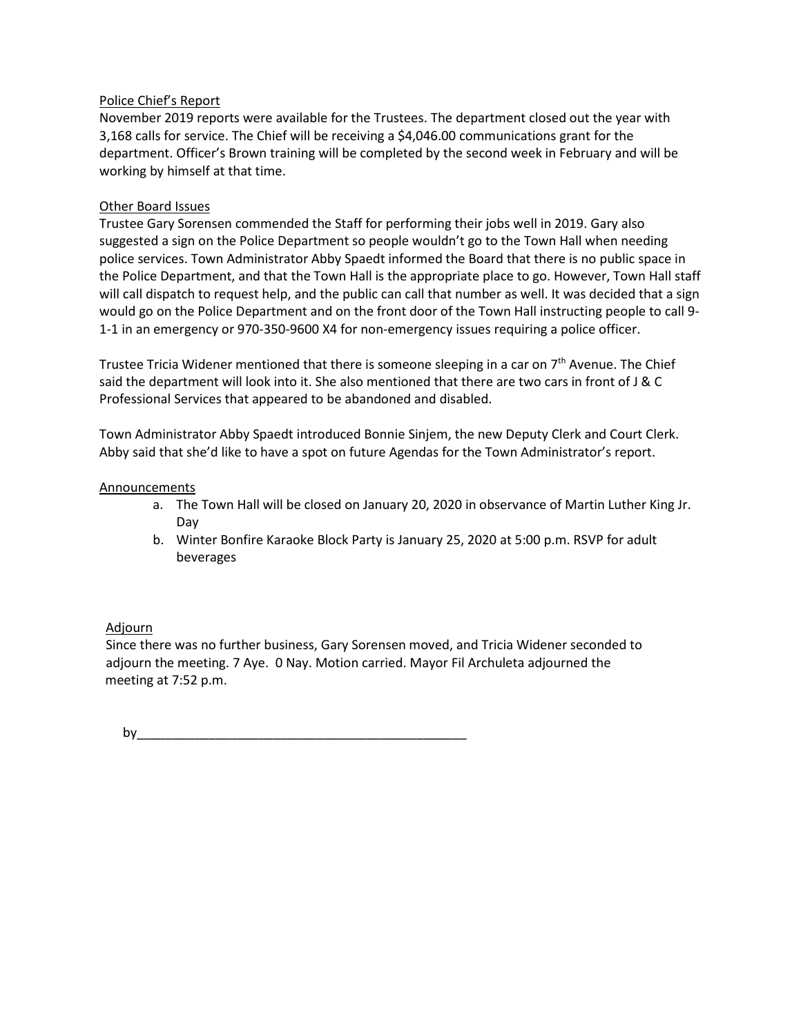Police Chief's Report

November 2019 reports were available for the Trustees. The department closed out the year with 3,168 calls for service. The Chief will be receiving a $4,046.00 communications grant for the department. Officer's Brown training will be completed by the second week in February and will be working by himself at that time.

Other Board Issues

Trustee Gary Sorensen commended the Staff for performing their jobs well in 2019. Gary also suggested a sign on the Police Department so people wouldn't go to the Town Hall when needing police services. Town Administrator Abby Spaedt informed the Board that there is no public space in the Police Department, and that the Town Hall is the appropriate place to go. However, Town Hall staff will call dispatch to request help, and the public can call that number as well. It was decided that a sign would go on the Police Department and on the front door of the Town Hall instructing people to call 9-1-1 in an emergency or 970-350-9600 X4 for non-emergency issues requiring a police officer.

Trustee Tricia Widener mentioned that there is someone sleeping in a car on 7th Avenue. The Chief said the department will look into it. She also mentioned that there are two cars in front of J & C Professional Services that appeared to be abandoned and disabled.

Town Administrator Abby Spaedt introduced Bonnie Sinjem, the new Deputy Clerk and Court Clerk. Abby said that she'd like to have a spot on future Agendas for the Town Administrator's report.

Announcements

a. The Town Hall will be closed on January 20, 2020 in observance of Martin Luther King Jr. Day
b. Winter Bonfire Karaoke Block Party is January 25, 2020 at 5:00 p.m. RSVP for adult beverages

Adjourn

Since there was no further business, Gary Sorensen moved, and Tricia Widener seconded to adjourn the meeting. 7 Aye. 0 Nay. Motion carried. Mayor Fil Archuleta adjourned the meeting at 7:52 p.m.

by_______________________________________________